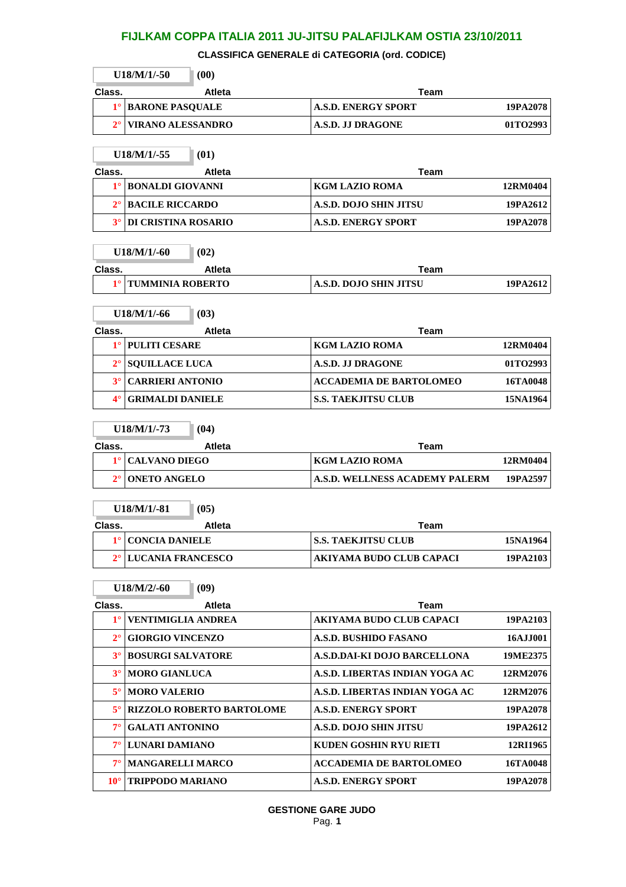# FIJLKAM COPPA ITALIA 2011 JU-JITSU PALAFIJLKAM OSTIA 23/10/2011

## CLASSIFICA GENERALE di CATEGORIA (ord. CODICE)

**U18/M/1/-50** (00)

| Class. | Atleta | Team | |
|---|---|---|---|
| 1° | BARONE PASQUALE | A.S.D. ENERGY SPORT | 19PA2078 |
| 2° | VIRANO ALESSANDRO | A.S.D. JJ DRAGONE | 01TO2993 |

**U18/M/1/-55** (01)

| Class. | Atleta | Team | |
|---|---|---|---|
| 1° | BONALDI GIOVANNI | KGM LAZIO ROMA | 12RM0404 |
| 2° | BACILE RICCARDO | A.S.D. DOJO SHIN JITSU | 19PA2612 |
| 3° | DI CRISTINA ROSARIO | A.S.D. ENERGY SPORT | 19PA2078 |

**U18/M/1/-60** (02)

| Class. | Atleta | Team | |
|---|---|---|---|
| 1° | TUMMINIA ROBERTO | A.S.D. DOJO SHIN JITSU | 19PA2612 |

**U18/M/1/-66** (03)

| Class. | Atleta | Team | |
|---|---|---|---|
| 1° | PULITI CESARE | KGM LAZIO ROMA | 12RM0404 |
| 2° | SQUILLACE LUCA | A.S.D. JJ DRAGONE | 01TO2993 |
| 3° | CARRIERI ANTONIO | ACCADEMIA DE BARTOLOMEO | 16TA0048 |
| 4° | GRIMALDI DANIELE | S.S. TAEKJITSU CLUB | 15NA1964 |

**U18/M/1/-73** (04)

| Class. | Atleta | Team | |
|---|---|---|---|
| 1° | CALVANO DIEGO | KGM LAZIO ROMA | 12RM0404 |
| 2° | ONETO ANGELO | A.S.D. WELLNESS ACADEMY PALERM | 19PA2597 |

**U18/M/1/-81** (05)

| Class. | Atleta | Team | |
|---|---|---|---|
| 1° | CONCIA DANIELE | S.S. TAEKJITSU CLUB | 15NA1964 |
| 2° | LUCANIA FRANCESCO | AKIYAMA BUDO CLUB CAPACI | 19PA2103 |

**U18/M/2/-60** (09)

| Class. | Atleta | Team | |
|---|---|---|---|
| 1° | VENTIMIGLIA ANDREA | AKIYAMA BUDO CLUB CAPACI | 19PA2103 |
| 2° | GIORGIO VINCENZO | A.S.D. BUSHIDO FASANO | 16AJJ001 |
| 3° | BOSURGI SALVATORE | A.S.D.DAI-KI DOJO BARCELLONA | 19ME2375 |
| 3° | MORO GIANLUCA | A.S.D. LIBERTAS INDIAN YOGA AC | 12RM2076 |
| 5° | MORO VALERIO | A.S.D. LIBERTAS INDIAN YOGA AC | 12RM2076 |
| 5° | RIZZOLO ROBERTO BARTOLOME | A.S.D. ENERGY SPORT | 19PA2078 |
| 7° | GALATI ANTONINO | A.S.D. DOJO SHIN JITSU | 19PA2612 |
| 7° | LUNARI DAMIANO | KUDEN GOSHIN RYU RIETI | 12RI1965 |
| 7° | MANGARELLI MARCO | ACCADEMIA DE BARTOLOMEO | 16TA0048 |
| 10° | TRIPPODO MARIANO | A.S.D. ENERGY SPORT | 19PA2078 |

GESTIONE GARE JUDO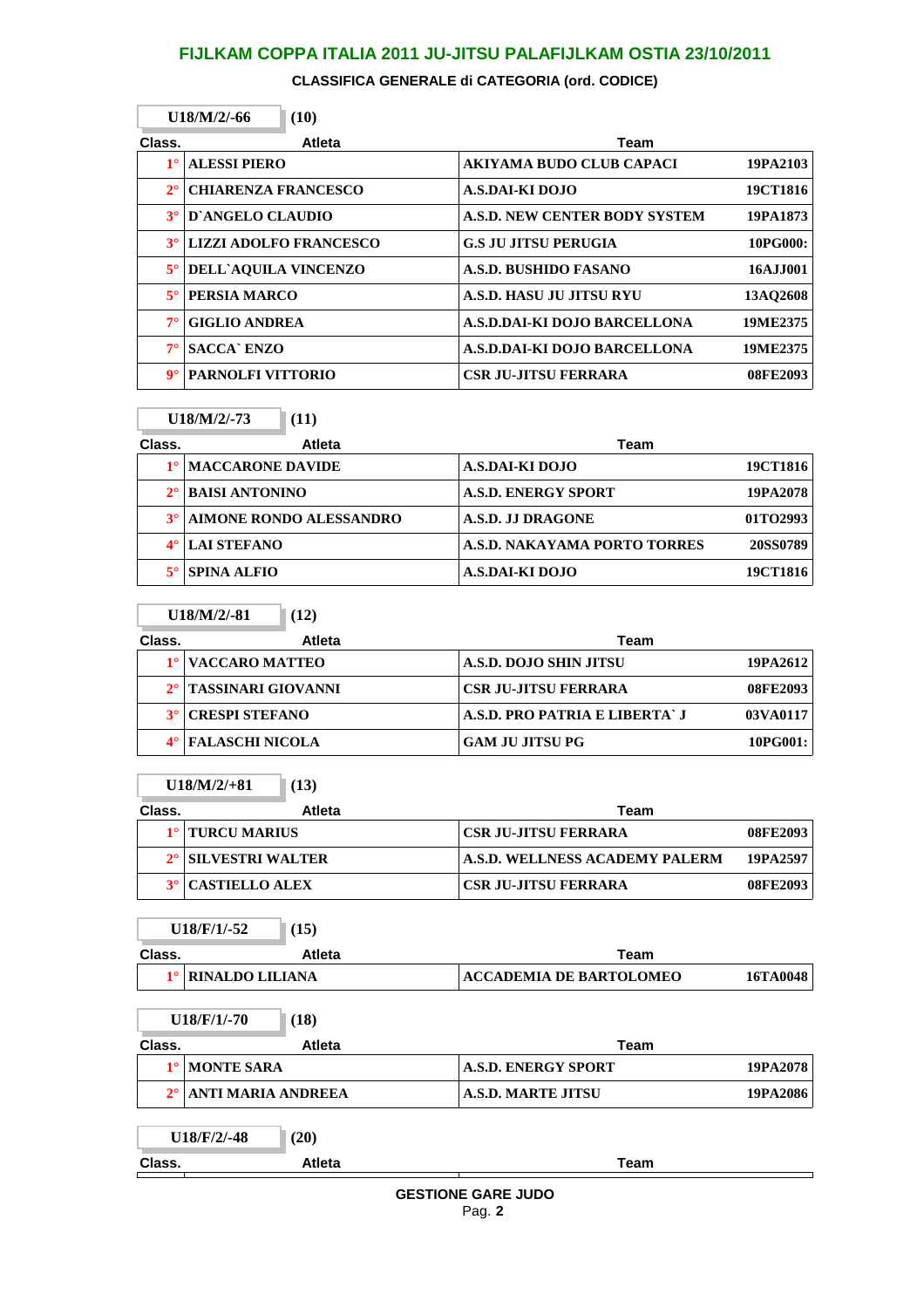# FIJLKAM COPPA ITALIA 2011 JU-JITSU PALAFIJLKAM OSTIA 23/10/2011

## CLASSIFICA GENERALE di CATEGORIA (ord. CODICE)

**U18/M/2/-66** **(10)**

| Class. | Atleta | Team | |
|---|---|---|---|
| 1° | ALESSI PIERO | AKIYAMA BUDO CLUB CAPACI | 19PA2103 |
| 2° | CHIARENZA FRANCESCO | A.S.DAI-KI DOJO | 19CT1816 |
| 3° | D`ANGELO CLAUDIO | A.S.D. NEW CENTER BODY SYSTEM | 19PA1873 |
| 3° | LIZZI ADOLFO FRANCESCO | G.S JU JITSU PERUGIA | 10PG000: |
| 5° | DELL`AQUILA VINCENZO | A.S.D. BUSHIDO FASANO | 16AJJ001 |
| 5° | PERSIA MARCO | A.S.D. HASU JU JITSU RYU | 13AQ2608 |
| 7° | GIGLIO ANDREA | A.S.D.DAI-KI DOJO BARCELLONA | 19ME2375 |
| 7° | SACCA` ENZO | A.S.D.DAI-KI DOJO BARCELLONA | 19ME2375 |
| 9° | PARNOLFI VITTORIO | CSR JU-JITSU FERRARA | 08FE2093 |

**U18/M/2/-73** **(11)**

| Class. | Atleta | Team | |
|---|---|---|---|
| 1° | MACCARONE DAVIDE | A.S.DAI-KI DOJO | 19CT1816 |
| 2° | BAISI ANTONINO | A.S.D. ENERGY SPORT | 19PA2078 |
| 3° | AIMONE RONDO ALESSANDRO | A.S.D. JJ DRAGONE | 01TO2993 |
| 4° | LAI STEFANO | A.S.D. NAKAYAMA PORTO TORRES | 20SS0789 |
| 5° | SPINA ALFIO | A.S.DAI-KI DOJO | 19CT1816 |

**U18/M/2/-81** **(12)**

| Class. | Atleta | Team | |
|---|---|---|---|
| 1° | VACCARO MATTEO | A.S.D. DOJO SHIN JITSU | 19PA2612 |
| 2° | TASSINARI GIOVANNI | CSR JU-JITSU FERRARA | 08FE2093 |
| 3° | CRESPI STEFANO | A.S.D. PRO PATRIA E LIBERTA` J | 03VA0117 |
| 4° | FALASCHI NICOLA | GAM JU JITSU PG | 10PG001: |

**U18/M/2/+81** **(13)**

| Class. | Atleta | Team | |
|---|---|---|---|
| 1° | TURCU MARIUS | CSR JU-JITSU FERRARA | 08FE2093 |
| 2° | SILVESTRI WALTER | A.S.D. WELLNESS ACADEMY PALERM | 19PA2597 |
| 3° | CASTIELLO ALEX | CSR JU-JITSU FERRARA | 08FE2093 |

**U18/F/1/-52** **(15)**

| Class. | Atleta | Team | |
|---|---|---|---|
| 1° | RINALDO LILIANA | ACCADEMIA DE BARTOLOMEO | 16TA0048 |

**U18/F/1/-70** **(18)**

| Class. | Atleta | Team | |
|---|---|---|---|
| 1° | MONTE SARA | A.S.D. ENERGY SPORT | 19PA2078 |
| 2° | ANTI MARIA ANDREEA | A.S.D. MARTE JITSU | 19PA2086 |

**U18/F/2/-48** **(20)**

| Class. | Atleta | Team | |
|---|---|---|---|

GESTIONE GARE JUDO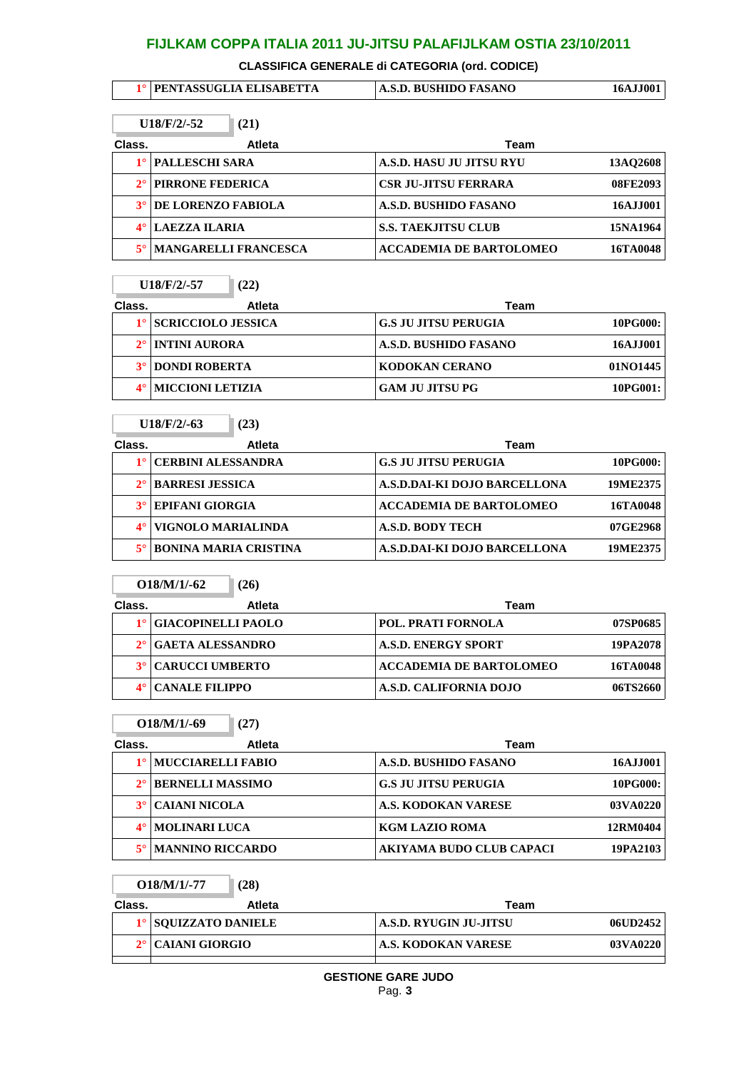## FIJLKAM COPPA ITALIA 2011 JU-JITSU PALAFIJLKAM OSTIA 23/10/2011

**CLASSIFICA GENERALE di CATEGORIA (ord. CODICE)**

| | | | |
|---|---|---|---|
| 1° | PENTASSUGLIA ELISABETTA | A.S.D. BUSHIDO FASANO | 16AJJ001 |

**U18/F/2/-52** (21)

| Class. | Atleta | Team | |
|---|---|---|---|
| 1° | PALLESCHI SARA | A.S.D. HASU JU JITSU RYU | 13AQ2608 |
| 2° | PIRRONE FEDERICA | CSR JU-JITSU FERRARA | 08FE2093 |
| 3° | DE LORENZO FABIOLA | A.S.D. BUSHIDO FASANO | 16AJJ001 |
| 4° | LAEZZA ILARIA | S.S. TAEKJITSU CLUB | 15NA1964 |
| 5° | MANGARELLI FRANCESCA | ACCADEMIA DE BARTOLOMEO | 16TA0048 |

**U18/F/2/-57** (22)

| Class. | Atleta | Team | |
|---|---|---|---|
| 1° | SCRICCIOLO JESSICA | G.S JU JITSU PERUGIA | 10PG000: |
| 2° | INTINI AURORA | A.S.D. BUSHIDO FASANO | 16AJJ001 |
| 3° | DONDI ROBERTA | KODOKAN CERANO | 01NO1445 |
| 4° | MICCIONI LETIZIA | GAM JU JITSU PG | 10PG001: |

**U18/F/2/-63** (23)

| Class. | Atleta | Team | |
|---|---|---|---|
| 1° | CERBINI ALESSANDRA | G.S JU JITSU PERUGIA | 10PG000: |
| 2° | BARRESI JESSICA | A.S.D.DAI-KI DOJO BARCELLONA | 19ME2375 |
| 3° | EPIFANI GIORGIA | ACCADEMIA DE BARTOLOMEO | 16TA0048 |
| 4° | VIGNOLO MARIALINDA | A.S.D. BODY TECH | 07GE2968 |
| 5° | BONINA MARIA CRISTINA | A.S.D.DAI-KI DOJO BARCELLONA | 19ME2375 |

**O18/M/1/-62** (26)

| Class. | Atleta | Team | |
|---|---|---|---|
| 1° | GIACOPINELLI PAOLO | POL. PRATI FORNOLA | 07SP0685 |
| 2° | GAETA ALESSANDRO | A.S.D. ENERGY SPORT | 19PA2078 |
| 3° | CARUCCI UMBERTO | ACCADEMIA DE BARTOLOMEO | 16TA0048 |
| 4° | CANALE FILIPPO | A.S.D. CALIFORNIA DOJO | 06TS2660 |

**O18/M/1/-69** (27)

| Class. | Atleta | Team | |
|---|---|---|---|
| 1° | MUCCIARELLI FABIO | A.S.D. BUSHIDO FASANO | 16AJJ001 |
| 2° | BERNELLI MASSIMO | G.S JU JITSU PERUGIA | 10PG000: |
| 3° | CAIANI NICOLA | A.S. KODOKAN VARESE | 03VA0220 |
| 4° | MOLINARI LUCA | KGM LAZIO ROMA | 12RM0404 |
| 5° | MANNINO RICCARDO | AKIYAMA BUDO CLUB CAPACI | 19PA2103 |

**O18/M/1/-77** (28)

| Class. | Atleta | Team | |
|---|---|---|---|
| 1° | SQUIZZATO DANIELE | A.S.D. RYUGIN JU-JITSU | 06UD2452 |
| 2° | CAIANI GIORGIO | A.S. KODOKAN VARESE | 03VA0220 |

GESTIONE GARE JUDO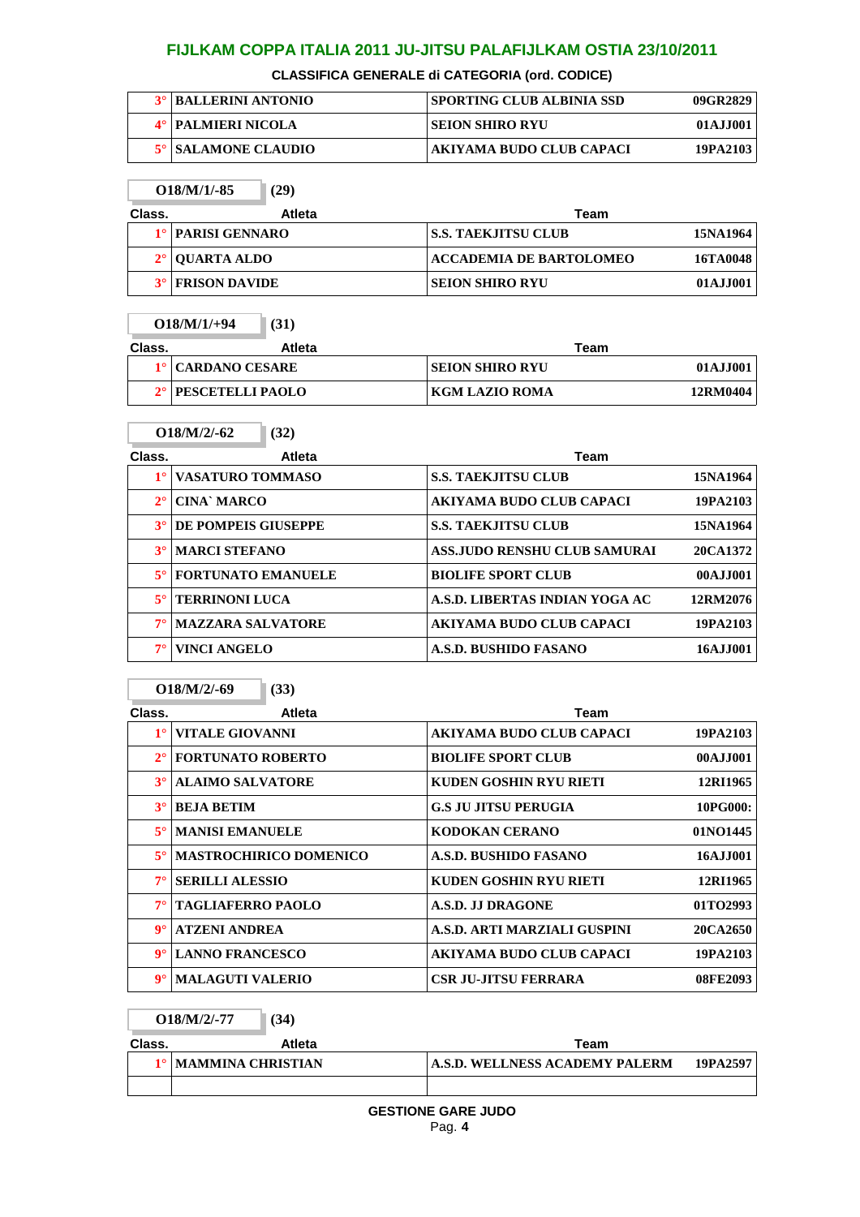## FIJLKAM COPPA ITALIA 2011 JU-JITSU PALAFIJLKAM OSTIA 23/10/2011

**CLASSIFICA GENERALE di CATEGORIA (ord. CODICE)**

| | | | |
|---|---|---|---|
| 3° | BALLERINI ANTONIO | SPORTING CLUB ALBINIA SSD | 09GR2829 |
| 4° | PALMIERI NICOLA | SEION SHIRO RYU | 01AJJ001 |
| 5° | SALAMONE CLAUDIO | AKIYAMA BUDO CLUB CAPACI | 19PA2103 |

**O18/M/1/-85** (29)

| Class. | Atleta | Team | |
|---|---|---|---|
| 1° | PARISI GENNARO | S.S. TAEKJITSU CLUB | 15NA1964 |
| 2° | QUARTA ALDO | ACCADEMIA DE BARTOLOMEO | 16TA0048 |
| 3° | FRISON DAVIDE | SEION SHIRO RYU | 01AJJ001 |

**O18/M/1/+94** (31)

| Class. | Atleta | Team | |
|---|---|---|---|
| 1° | CARDANO CESARE | SEION SHIRO RYU | 01AJJ001 |
| 2° | PESCETELLI PAOLO | KGM LAZIO ROMA | 12RM0404 |

**O18/M/2/-62** (32)

| Class. | Atleta | Team | |
|---|---|---|---|
| 1° | VASATURO TOMMASO | S.S. TAEKJITSU CLUB | 15NA1964 |
| 2° | CINA` MARCO | AKIYAMA BUDO CLUB CAPACI | 19PA2103 |
| 3° | DE POMPEIS GIUSEPPE | S.S. TAEKJITSU CLUB | 15NA1964 |
| 3° | MARCI STEFANO | ASS.JUDO RENSHU CLUB SAMURAI | 20CA1372 |
| 5° | FORTUNATO EMANUELE | BIOLIFE SPORT CLUB | 00AJJ001 |
| 5° | TERRINONI LUCA | A.S.D. LIBERTAS INDIAN YOGA AC | 12RM2076 |
| 7° | MAZZARA SALVATORE | AKIYAMA BUDO CLUB CAPACI | 19PA2103 |
| 7° | VINCI ANGELO | A.S.D. BUSHIDO FASANO | 16AJJ001 |

**O18/M/2/-69** (33)

| Class. | Atleta | Team | |
|---|---|---|---|
| 1° | VITALE GIOVANNI | AKIYAMA BUDO CLUB CAPACI | 19PA2103 |
| 2° | FORTUNATO ROBERTO | BIOLIFE SPORT CLUB | 00AJJ001 |
| 3° | ALAIMO SALVATORE | KUDEN GOSHIN RYU RIETI | 12RI1965 |
| 3° | BEJA BETIM | G.S JU JITSU PERUGIA | 10PG000: |
| 5° | MANISI EMANUELE | KODOKAN CERANO | 01NO1445 |
| 5° | MASTROCHIRICO DOMENICO | A.S.D. BUSHIDO FASANO | 16AJJ001 |
| 7° | SERILLI ALESSIO | KUDEN GOSHIN RYU RIETI | 12RI1965 |
| 7° | TAGLIAFERRO PAOLO | A.S.D. JJ DRAGONE | 01TO2993 |
| 9° | ATZENI ANDREA | A.S.D. ARTI MARZIALI GUSPINI | 20CA2650 |
| 9° | LANNO FRANCESCO | AKIYAMA BUDO CLUB CAPACI | 19PA2103 |
| 9° | MALAGUTI VALERIO | CSR JU-JITSU FERRARA | 08FE2093 |

**O18/M/2/-77** (34)

| Class. | Atleta | Team | |
|---|---|---|---|
| 1° | MAMMINA CHRISTIAN | A.S.D. WELLNESS ACADEMY PALERM | 19PA2597 |
| | | | |

GESTIONE GARE JUDO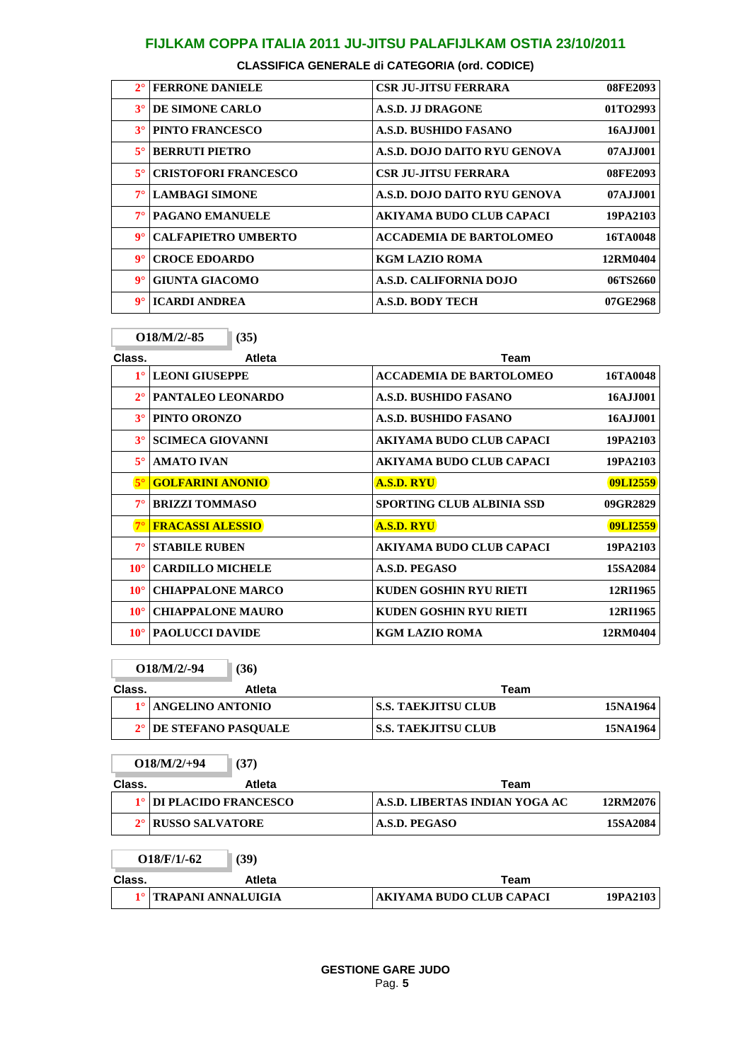# FIJLKAM COPPA ITALIA 2011 JU-JITSU PALAFIJLKAM OSTIA 23/10/2011

**CLASSIFICA GENERALE di CATEGORIA (ord. CODICE)**

| | | | |
|---|---|---|---|
| 2° | FERRONE DANIELE | CSR JU-JITSU FERRARA | 08FE2093 |
| 3° | DE SIMONE CARLO | A.S.D. JJ DRAGONE | 01TO2993 |
| 3° | PINTO FRANCESCO | A.S.D. BUSHIDO FASANO | 16AJJ001 |
| 5° | BERRUTI PIETRO | A.S.D. DOJO DAITO RYU GENOVA | 07AJJ001 |
| 5° | CRISTOFORI FRANCESCO | CSR JU-JITSU FERRARA | 08FE2093 |
| 7° | LAMBAGI SIMONE | A.S.D. DOJO DAITO RYU GENOVA | 07AJJ001 |
| 7° | PAGANO EMANUELE | AKIYAMA BUDO CLUB CAPACI | 19PA2103 |
| 9° | CALFAPIETRO UMBERTO | ACCADEMIA DE BARTOLOMEO | 16TA0048 |
| 9° | CROCE EDOARDO | KGM LAZIO ROMA | 12RM0404 |
| 9° | GIUNTA GIACOMO | A.S.D. CALIFORNIA DOJO | 06TS2660 |
| 9° | ICARDI ANDREA | A.S.D. BODY TECH | 07GE2968 |

**O18/M/2/-85** (35)

| Class. | Atleta | Team | |
|---|---|---|---|
| 1° | LEONI GIUSEPPE | ACCADEMIA DE BARTOLOMEO | 16TA0048 |
| 2° | PANTALEO LEONARDO | A.S.D. BUSHIDO FASANO | 16AJJ001 |
| 3° | PINTO ORONZO | A.S.D. BUSHIDO FASANO | 16AJJ001 |
| 3° | SCIMECA GIOVANNI | AKIYAMA BUDO CLUB CAPACI | 19PA2103 |
| 5° | AMATO IVAN | AKIYAMA BUDO CLUB CAPACI | 19PA2103 |
| 5° | GOLFARINI ANONIO | A.S.D. RYU | 09LI2559 |
| 7° | BRIZZI TOMMASO | SPORTING CLUB ALBINIA SSD | 09GR2829 |
| 7° | FRACASSI ALESSIO | A.S.D. RYU | 09LI2559 |
| 7° | STABILE RUBEN | AKIYAMA BUDO CLUB CAPACI | 19PA2103 |
| 10° | CARDILLO MICHELE | A.S.D. PEGASO | 15SA2084 |
| 10° | CHIAPPALONE MARCO | KUDEN GOSHIN RYU RIETI | 12RI1965 |
| 10° | CHIAPPALONE MAURO | KUDEN GOSHIN RYU RIETI | 12RI1965 |
| 10° | PAOLUCCI DAVIDE | KGM LAZIO ROMA | 12RM0404 |

**O18/M/2/-94** (36)

| Class. | Atleta | Team | |
|---|---|---|---|
| 1° | ANGELINO ANTONIO | S.S. TAEKJITSU CLUB | 15NA1964 |
| 2° | DE STEFANO PASQUALE | S.S. TAEKJITSU CLUB | 15NA1964 |

**O18/M/2/+94** (37)

| Class. | Atleta | Team | |
|---|---|---|---|
| 1° | DI PLACIDO FRANCESCO | A.S.D. LIBERTAS INDIAN YOGA AC | 12RM2076 |
| 2° | RUSSO SALVATORE | A.S.D. PEGASO | 15SA2084 |

**O18/F/1/-62** (39)

| Class. | Atleta | Team | |
|---|---|---|---|
| 1° | TRAPANI ANNALUIGIA | AKIYAMA BUDO CLUB CAPACI | 19PA2103 |

**GESTIONE GARE JUDO**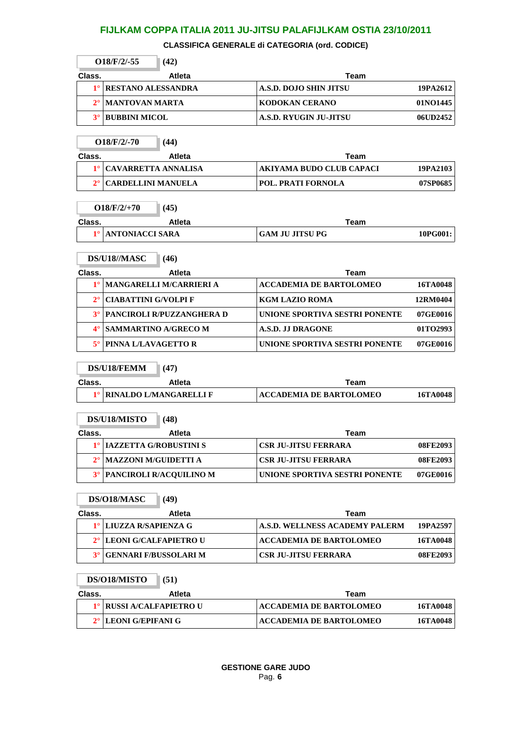# FIJLKAM COPPA ITALIA 2011 JU-JITSU PALAFIJLKAM OSTIA 23/10/2011

## CLASSIFICA GENERALE di CATEGORIA (ord. CODICE)

**O18/F/2/-55** **(42)**

| Class. | Atleta | Team | |
|---|---|---|---|
| 1° | RESTANO ALESSANDRA | A.S.D. DOJO SHIN JITSU | 19PA2612 |
| 2° | MANTOVAN MARTA | KODOKAN CERANO | 01NO1445 |
| 3° | BUBBINI MICOL | A.S.D. RYUGIN JU-JITSU | 06UD2452 |

**O18/F/2/-70** **(44)**

| Class. | Atleta | Team | |
|---|---|---|---|
| 1° | CAVARRETTA ANNALISA | AKIYAMA BUDO CLUB CAPACI | 19PA2103 |
| 2° | CARDELLINI MANUELA | POL. PRATI FORNOLA | 07SP0685 |

**O18/F/2/+70** **(45)**

| Class. | Atleta | Team | |
|---|---|---|---|
| 1° | ANTONIACCI SARA | GAM JU JITSU PG | 10PG001: |

**DS/U18//MASC** **(46)**

| Class. | Atleta | Team | |
|---|---|---|---|
| 1° | MANGARELLI M/CARRIERI A | ACCADEMIA DE BARTOLOMEO | 16TA0048 |
| 2° | CIABATTINI G/VOLPI F | KGM LAZIO ROMA | 12RM0404 |
| 3° | PANCIROLI R/PUZZANGHERA D | UNIONE SPORTIVA SESTRI PONENTE | 07GE0016 |
| 4° | SAMMARTINO A/GRECO M | A.S.D. JJ DRAGONE | 01TO2993 |
| 5° | PINNA L/LAVAGETTO R | UNIONE SPORTIVA SESTRI PONENTE | 07GE0016 |

**DS/U18/FEMM** **(47)**

| Class. | Atleta | Team | |
|---|---|---|---|
| 1° | RINALDO L/MANGARELLI F | ACCADEMIA DE BARTOLOMEO | 16TA0048 |

**DS/U18/MISTO** **(48)**

| Class. | Atleta | Team | |
|---|---|---|---|
| 1° | IAZZETTA G/ROBUSTINI S | CSR JU-JITSU FERRARA | 08FE2093 |
| 2° | MAZZONI M/GUIDETTI A | CSR JU-JITSU FERRARA | 08FE2093 |
| 3° | PANCIROLI R/ACQUILINO M | UNIONE SPORTIVA SESTRI PONENTE | 07GE0016 |

**DS/O18/MASC** **(49)**

| Class. | Atleta | Team | |
|---|---|---|---|
| 1° | LIUZZA R/SAPIENZA G | A.S.D. WELLNESS ACADEMY PALERM | 19PA2597 |
| 2° | LEONI G/CALFAPIETRO U | ACCADEMIA DE BARTOLOMEO | 16TA0048 |
| 3° | GENNARI F/BUSSOLARI M | CSR JU-JITSU FERRARA | 08FE2093 |

**DS/O18/MISTO** **(51)**

| Class. | Atleta | Team | |
|---|---|---|---|
| 1° | RUSSI A/CALFAPIETRO U | ACCADEMIA DE BARTOLOMEO | 16TA0048 |
| 2° | LEONI G/EPIFANI G | ACCADEMIA DE BARTOLOMEO | 16TA0048 |

**GESTIONE GARE JUDO**